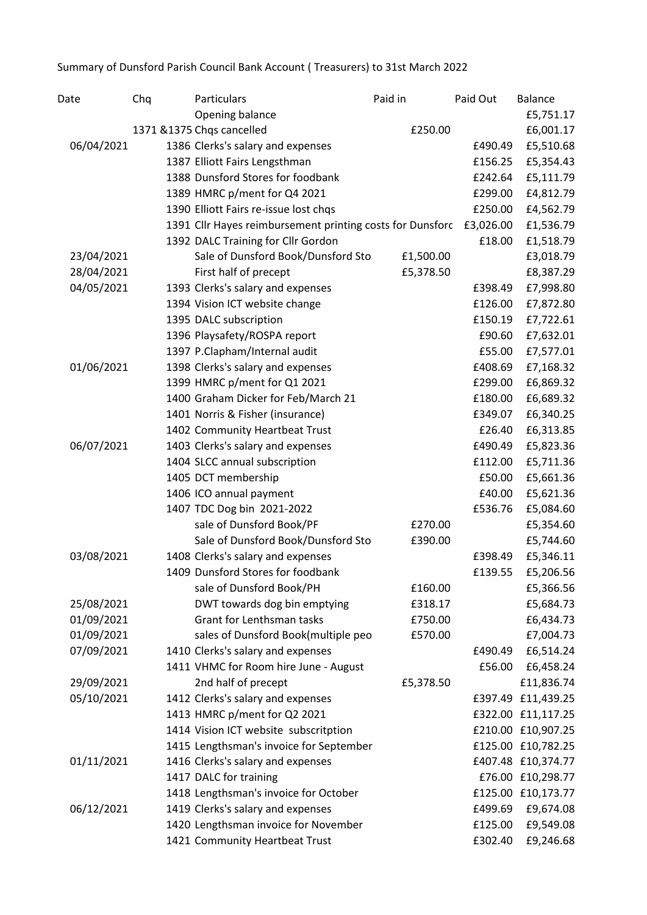Summary of Dunsford Parish Council Bank Account ( Treasurers) to 31st March 2022

| Date | Chq | Particulars | Paid in | Paid Out | Balance |
|---|---|---|---|---|---|
| | | Opening balance | | | £5,751.17 |
| | 1371 &1375 | Chqs cancelled | £250.00 | | £6,001.17 |
| 06/04/2021 | 1386 | Clerks's salary and expenses | | £490.49 | £5,510.68 |
| | 1387 | Elliott Fairs Lengsthman | | £156.25 | £5,354.43 |
| | 1388 | Dunsford Stores for foodbank | | £242.64 | £5,111.79 |
| | 1389 | HMRC p/ment for Q4 2021 | | £299.00 | £4,812.79 |
| | 1390 | Elliott Fairs re-issue lost chqs | | £250.00 | £4,562.79 |
| | 1391 | Cllr Hayes reimbursement printing costs for Dunsford | | £3,026.00 | £1,536.79 |
| | 1392 | DALC Training for Cllr Gordon | | £18.00 | £1,518.79 |
| 23/04/2021 | | Sale of Dunsford Book/Dunsford Sto | £1,500.00 | | £3,018.79 |
| 28/04/2021 | | First half of precept | £5,378.50 | | £8,387.29 |
| 04/05/2021 | 1393 | Clerks's salary and expenses | | £398.49 | £7,998.80 |
| | 1394 | Vision ICT website change | | £126.00 | £7,872.80 |
| | 1395 | DALC subscription | | £150.19 | £7,722.61 |
| | 1396 | Playsafety/ROSPA report | | £90.60 | £7,632.01 |
| | 1397 | P.Clapham/Internal audit | | £55.00 | £7,577.01 |
| 01/06/2021 | 1398 | Clerks's salary and expenses | | £408.69 | £7,168.32 |
| | 1399 | HMRC p/ment for Q1 2021 | | £299.00 | £6,869.32 |
| | 1400 | Graham Dicker for Feb/March 21 | | £180.00 | £6,689.32 |
| | 1401 | Norris & Fisher (insurance) | | £349.07 | £6,340.25 |
| | 1402 | Community Heartbeat Trust | | £26.40 | £6,313.85 |
| 06/07/2021 | 1403 | Clerks's salary and expenses | | £490.49 | £5,823.36 |
| | 1404 | SLCC annual subscription | | £112.00 | £5,711.36 |
| | 1405 | DCT membership | | £50.00 | £5,661.36 |
| | 1406 | ICO annual payment | | £40.00 | £5,621.36 |
| | 1407 | TDC Dog bin 2021-2022 | | £536.76 | £5,084.60 |
| | | sale of Dunsford Book/PF | £270.00 | | £5,354.60 |
| | | Sale of Dunsford Book/Dunsford Sto | £390.00 | | £5,744.60 |
| 03/08/2021 | 1408 | Clerks's salary and expenses | | £398.49 | £5,346.11 |
| | 1409 | Dunsford Stores for foodbank | | £139.55 | £5,206.56 |
| | | sale of Dunsford Book/PH | £160.00 | | £5,366.56 |
| 25/08/2021 | | DWT towards dog bin emptying | £318.17 | | £5,684.73 |
| 01/09/2021 | | Grant for Lenthsman tasks | £750.00 | | £6,434.73 |
| 01/09/2021 | | sales of Dunsford Book(multiple peo | £570.00 | | £7,004.73 |
| 07/09/2021 | 1410 | Clerks's salary and expenses | | £490.49 | £6,514.24 |
| | 1411 | VHMC for Room hire June - August | | £56.00 | £6,458.24 |
| 29/09/2021 | | 2nd half of precept | £5,378.50 | | £11,836.74 |
| 05/10/2021 | 1412 | Clerks's salary and expenses | | £397.49 | £11,439.25 |
| | 1413 | HMRC p/ment for Q2 2021 | | £322.00 | £11,117.25 |
| | 1414 | Vision ICT website subscritption | | £210.00 | £10,907.25 |
| | 1415 | Lengthsman's invoice for September | | £125.00 | £10,782.25 |
| 01/11/2021 | 1416 | Clerks's salary and expenses | | £407.48 | £10,374.77 |
| | 1417 | DALC for training | | £76.00 | £10,298.77 |
| | 1418 | Lengthsman's invoice for October | | £125.00 | £10,173.77 |
| 06/12/2021 | 1419 | Clerks's salary and expenses | | £499.69 | £9,674.08 |
| | 1420 | Lengthsman invoice for November | | £125.00 | £9,549.08 |
| | 1421 | Community Heartbeat Trust | | £302.40 | £9,246.68 |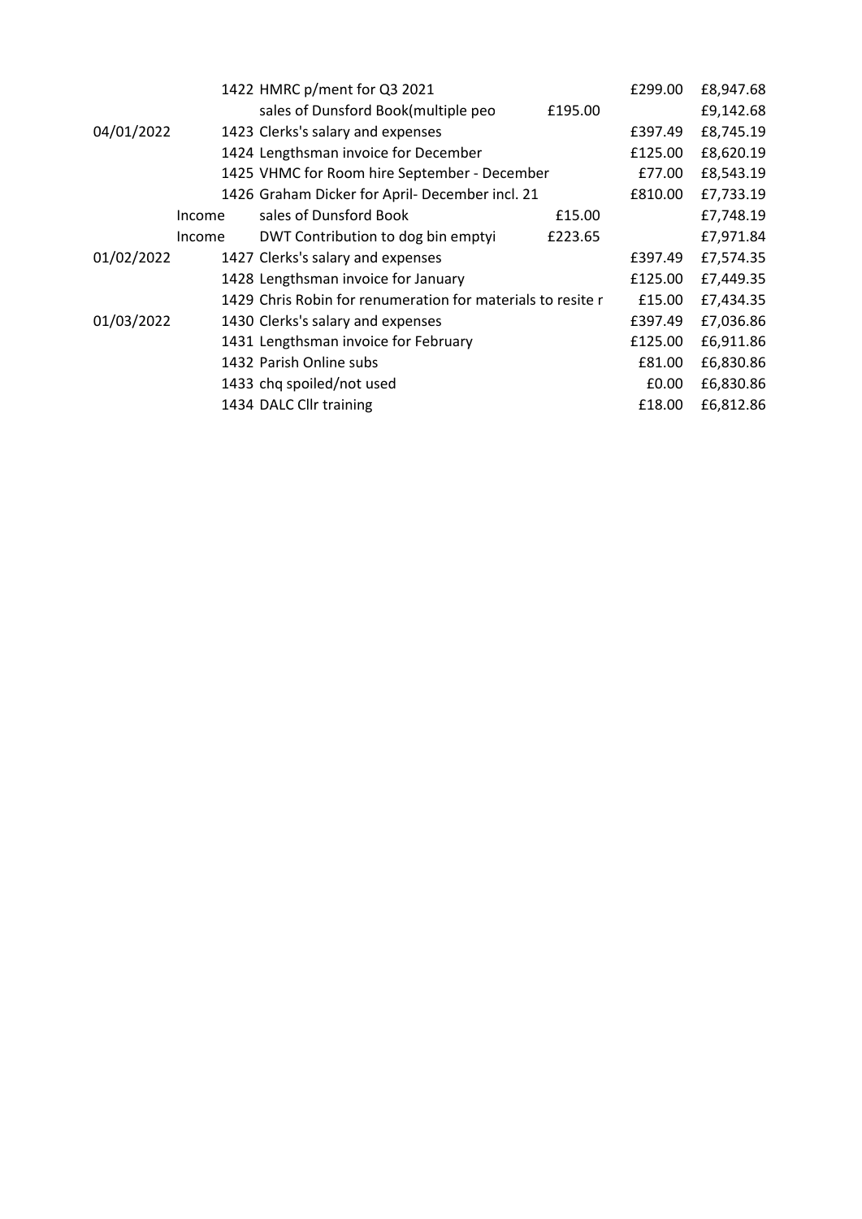| | | | | | | |
|---|---|---|---|---|---|---|
| | | 1422 | HMRC p/ment for Q3 2021 | | £299.00 | £8,947.68 |
| | | | sales of Dunsford Book(multiple peo | £195.00 | | £9,142.68 |
| 04/01/2022 | | 1423 | Clerks's salary and expenses | | £397.49 | £8,745.19 |
| | | 1424 | Lengthsman invoice for December | | £125.00 | £8,620.19 |
| | | 1425 | VHMC for Room hire September - December | | £77.00 | £8,543.19 |
| | | 1426 | Graham Dicker for April- December incl. 21 | | £810.00 | £7,733.19 |
| | Income | | sales of Dunsford Book | £15.00 | | £7,748.19 |
| | Income | | DWT Contribution to dog bin emptyi | £223.65 | | £7,971.84 |
| 01/02/2022 | | 1427 | Clerks's salary and expenses | | £397.49 | £7,574.35 |
| | | 1428 | Lengthsman invoice for January | | £125.00 | £7,449.35 |
| | | 1429 | Chris Robin for renumeration for materials to resite r | | £15.00 | £7,434.35 |
| 01/03/2022 | | 1430 | Clerks's salary and expenses | | £397.49 | £7,036.86 |
| | | 1431 | Lengthsman invoice for February | | £125.00 | £6,911.86 |
| | | 1432 | Parish Online subs | | £81.00 | £6,830.86 |
| | | 1433 | chq spoiled/not used | | £0.00 | £6,830.86 |
| | | 1434 | DALC Cllr training | | £18.00 | £6,812.86 |